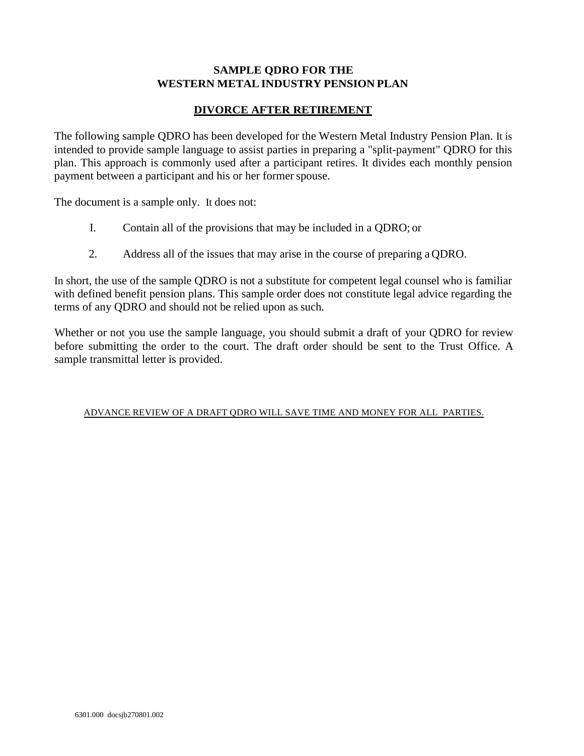**SAMPLE QDRO FOR THE
WESTERN METAL INDUSTRY PENSION PLAN**

**DIVORCE AFTER RETIREMENT**

The following sample QDRO has been developed for the Western Metal Industry Pension Plan. It is intended to provide sample language to assist parties in preparing a "split-payment" QDRO for this plan. This approach is commonly used after a participant retires. It divides each monthly pension payment between a participant and his or her former spouse.

The document is a sample only. It does not:

I. Contain all of the provisions that may be included in a QDRO; or

2. Address all of the issues that may arise in the course of preparing a QDRO.

In short, the use of the sample QDRO is not a substitute for competent legal counsel who is familiar with defined benefit pension plans. This sample order does not constitute legal advice regarding the terms of any QDRO and should not be relied upon as such.

Whether or not you use the sample language, you should submit a draft of your QDRO for review before submitting the order to the court. The draft order should be sent to the Trust Office. A sample transmittal letter is provided.

ADVANCE REVIEW OF A DRAFT QDRO WILL SAVE TIME AND MONEY FOR ALL PARTIES.

6301.000 docsjb270801.002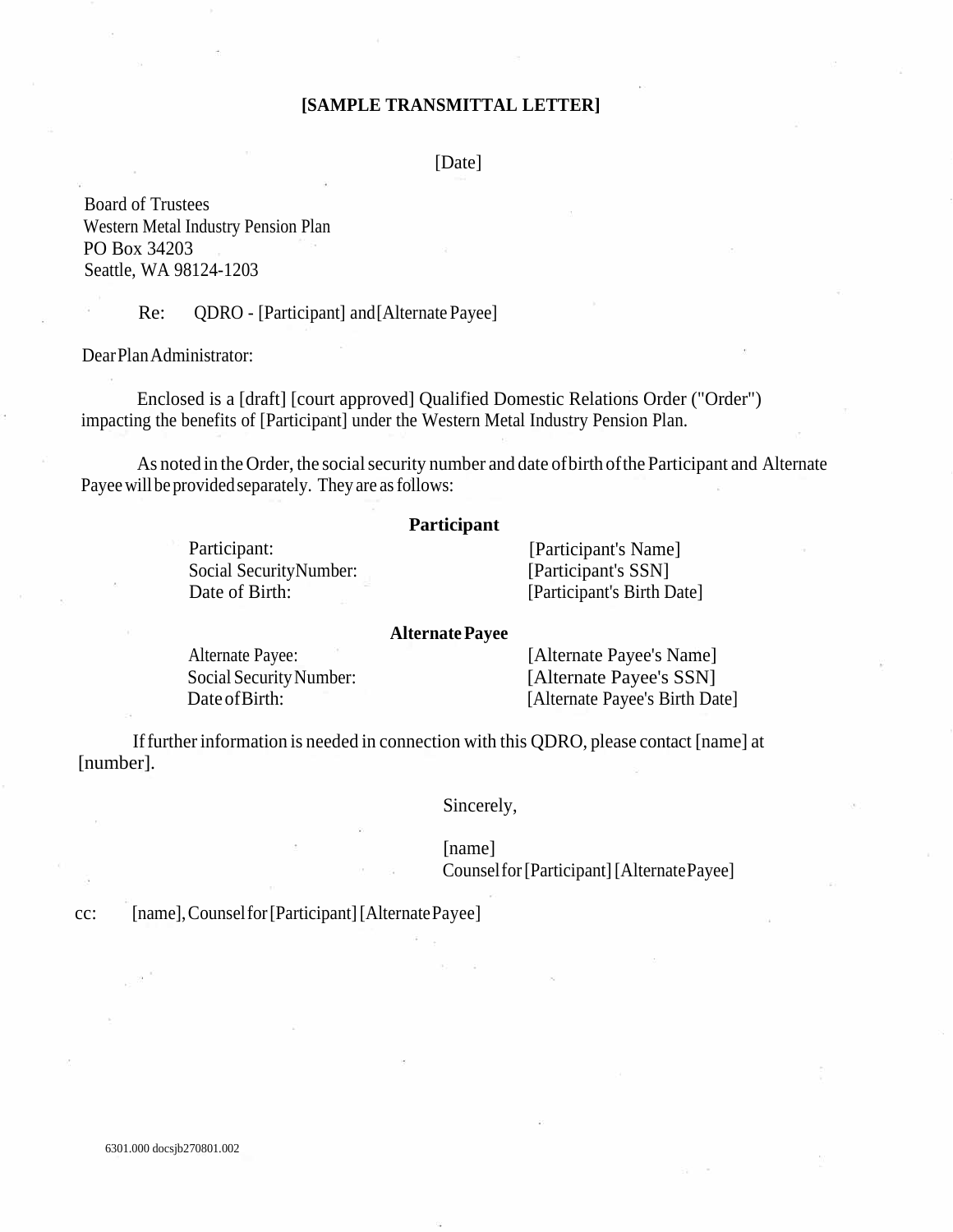**[SAMPLE TRANSMITTAL LETTER]**

[Date]

Board of Trustees
Western Metal Industry Pension Plan
PO Box 34203
Seattle, WA 98124-1203

Re: QDRO - [Participant] and [Alternate Payee]

Dear Plan Administrator:

Enclosed is a [draft] [court approved] Qualified Domestic Relations Order ("Order") impacting the benefits of [Participant] under the Western Metal Industry Pension Plan.

As noted in the Order, the social security number and date of birth of the Participant and Alternate Payee will be provided separately. They are as follows:

**Participant**

| | |
|---|---|
| Participant: | [Participant's Name] |
| Social Security Number: | [Participant's SSN] |
| Date of Birth: | [Participant's Birth Date] |

**Alternate Payee**

| | |
|---|---|
| Alternate Payee: | [Alternate Payee's Name] |
| Social Security Number: | [Alternate Payee's SSN] |
| Date of Birth: | [Alternate Payee's Birth Date] |

If further information is needed in connection with this QDRO, please contact [name] at [number].

Sincerely,

[name]
Counsel for [Participant] [Alternate Payee]

cc: [name], Counsel for [Participant] [Alternate Payee]

6301.000 docsjb270801.002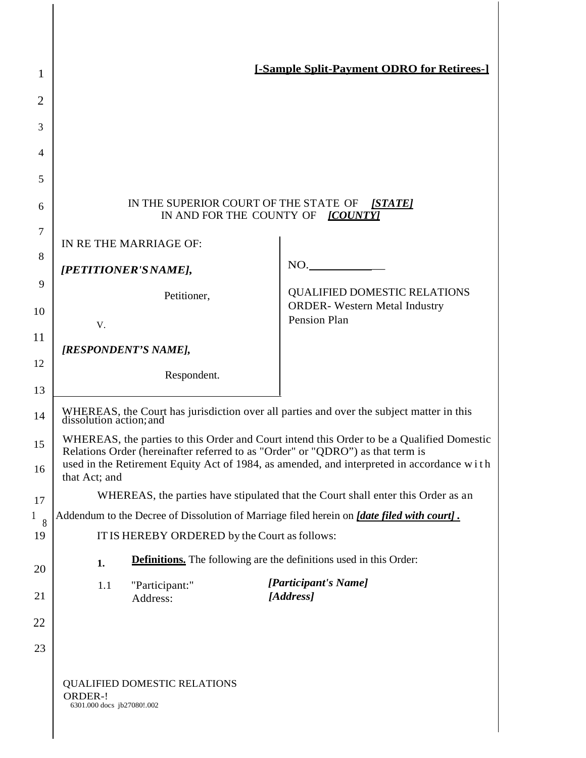**[-Sample Split-Payment ODRO for Retirees-]**

IN THE SUPERIOR COURT OF THE STATE OF ***[STATE]***
IN AND FOR THE COUNTY OF ***[COUNTY]***

| | |
|---|---|
| IN RE THE MARRIAGE OF:<br><br>***[PETITIONER'S NAME],***<br><br>Petitioner,<br><br>V.<br><br>***[RESPONDENT'S NAME],***<br><br>Respondent. | NO.\_\_\_\_\_\_\_\_\_\_\_\_<br><br>QUALIFIED DOMESTIC RELATIONS ORDER- Western Metal Industry Pension Plan |

WHEREAS, the Court has jurisdiction over all parties and over the subject matter in this dissolution action; and

WHEREAS, the parties to this Order and Court intend this Order to be a Qualified Domestic Relations Order (hereinafter referred to as "Order" or "QDRO") as that term is used in the Retirement Equity Act of 1984, as amended, and interpreted in accordance with that Act; and

WHEREAS, the parties have stipulated that the Court shall enter this Order as an Addendum to the Decree of Dissolution of Marriage filed herein on ***[date filed with court]*.**

IT IS HEREBY ORDERED by the Court as follows:

**1.** **Definitions.** The following are the definitions used in this Order:

1.1 "Participant:" ***[Participant's Name]***
Address: ***[Address]***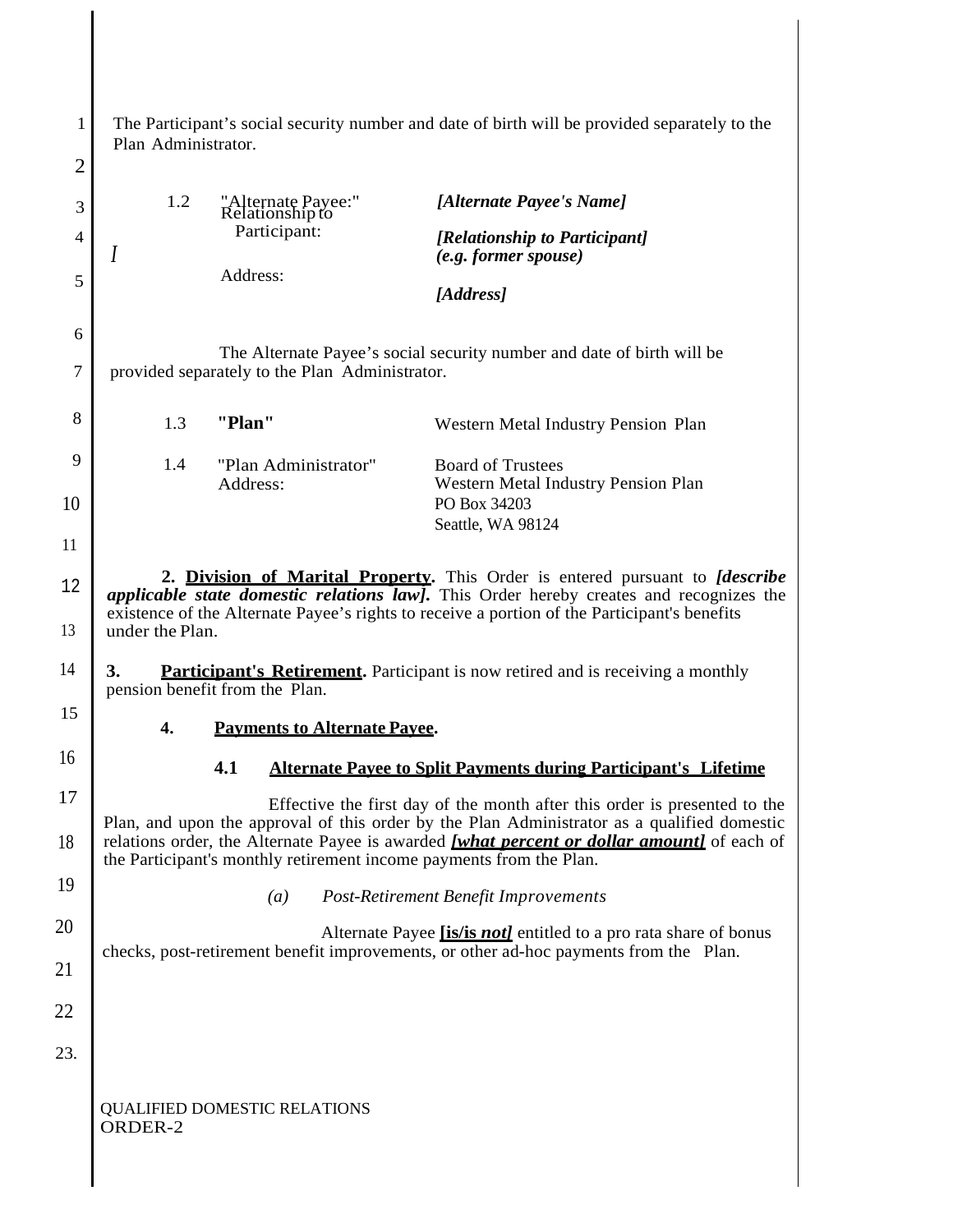The Participant's social security number and date of birth will be provided separately to the Plan Administrator.

| | | |
|---|---|---|
| 1.2 | "Alternate Payee:" | *[Alternate Payee's Name]* |
| | Relationship to Participant: | *[Relationship to Participant] (e.g. former spouse)* |
| | Address: | *[Address]* |

The Alternate Payee's social security number and date of birth will be provided separately to the Plan Administrator.

| | | |
|---|---|---|
| 1.3 | **"Plan"** | Western Metal Industry Pension Plan |
| 1.4 | "Plan Administrator" Address: | Board of Trustees Western Metal Industry Pension Plan PO Box 34203 Seattle, WA 98124 |

**2. Division of Marital Property.** This Order is entered pursuant to ***[describe applicable state domestic relations law].*** This Order hereby creates and recognizes the existence of the Alternate Payee's rights to receive a portion of the Participant's benefits under the Plan.

**3. Participant's Retirement.** Participant is now retired and is receiving a monthly pension benefit from the Plan.

**4. Payments to Alternate Payee.**

**4.1 Alternate Payee to Split Payments during Participant's Lifetime**

Effective the first day of the month after this order is presented to the Plan, and upon the approval of this order by the Plan Administrator as a qualified domestic relations order, the Alternate Payee is awarded ***[what percent or dollar amount]*** of each of the Participant's monthly retirement income payments from the Plan.

*(a) Post-Retirement Benefit Improvements*

Alternate Payee **[is/is *not]*** entitled to a pro rata share of bonus checks, post-retirement benefit improvements, or other ad-hoc payments from the Plan.

QUALIFIED DOMESTIC RELATIONS ORDER-2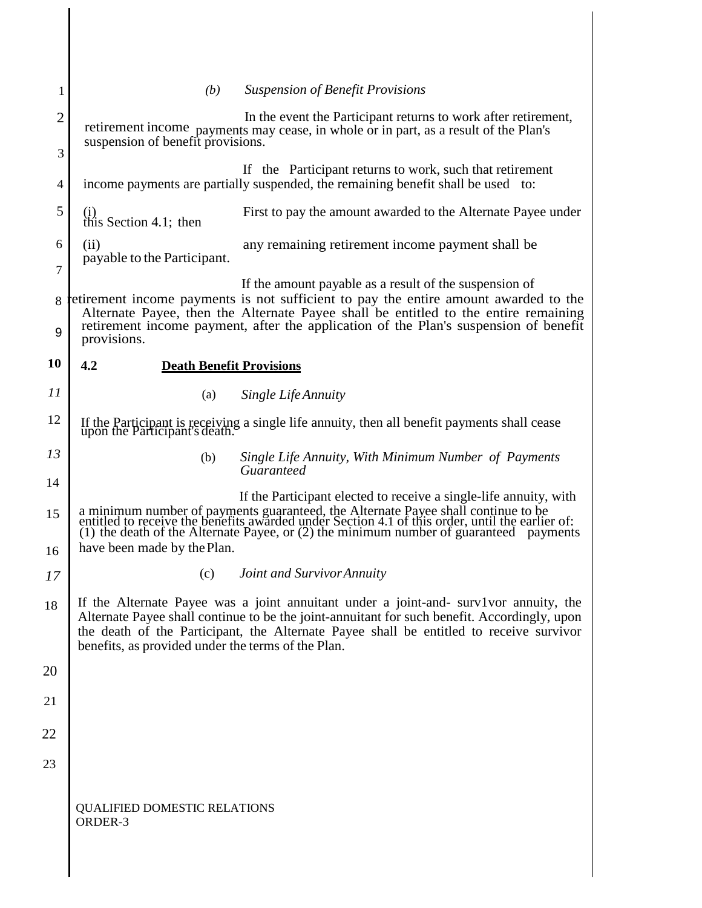*(b) Suspension of Benefit Provisions*

In the event the Participant returns to work after retirement, retirement income payments may cease, in whole or in part, as a result of the Plan's suspension of benefit provisions.

If the Participant returns to work, such that retirement income payments are partially suspended, the remaining benefit shall be used to:

(i) First to pay the amount awarded to the Alternate Payee under this Section 4.1; then

(ii) any remaining retirement income payment shall be payable to the Participant.

If the amount payable as a result of the suspension of retirement income payments is not sufficient to pay the entire amount awarded to the Alternate Payee, then the Alternate Payee shall be entitled to the entire remaining retirement income payment, after the application of the Plan's suspension of benefit provisions.

**4.2 Death Benefit Provisions**

(a) *Single Life Annuity*

If the Participant is receiving a single life annuity, then all benefit payments shall cease upon the Participant's death.

(b) *Single Life Annuity, With Minimum Number of Payments Guaranteed*

If the Participant elected to receive a single-life annuity, with a minimum number of payments guaranteed, the Alternate Payee shall continue to be entitled to receive the benefits awarded under Section 4.1 of this order, until the earlier of: (1) the death of the Alternate Payee, or (2) the minimum number of guaranteed payments have been made by the Plan.

(c) *Joint and Survivor Annuity*

If the Alternate Payee was a joint annuitant under a joint-and- surv1vor annuity, the Alternate Payee shall continue to be the joint-annuitant for such benefit. Accordingly, upon the death of the Participant, the Alternate Payee shall be entitled to receive survivor benefits, as provided under the terms of the Plan.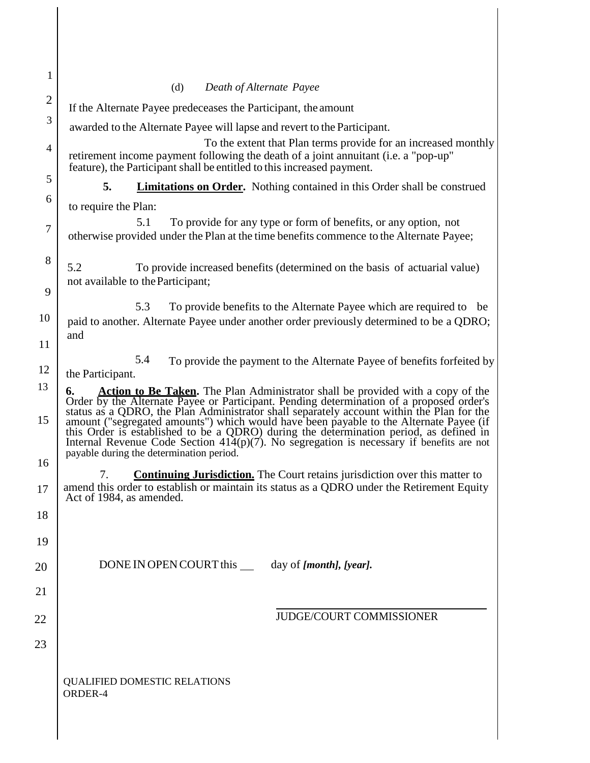(d) *Death of Alternate Payee*

If the Alternate Payee predeceases the Participant, the amount awarded to the Alternate Payee will lapse and revert to the Participant.

To the extent that Plan terms provide for an increased monthly retirement income payment following the death of a joint annuitant (i.e. a "pop-up" feature), the Participant shall be entitled to this increased payment.

**5. Limitations on Order.** Nothing contained in this Order shall be construed to require the Plan:

5.1 To provide for any type or form of benefits, or any option, not otherwise provided under the Plan at the time benefits commence to the Alternate Payee;

5.2 To provide increased benefits (determined on the basis of actuarial value) not available to the Participant;

5.3 To provide benefits to the Alternate Payee which are required to be paid to another. Alternate Payee under another order previously determined to be a QDRO; and

5.4 To provide the payment to the Alternate Payee of benefits forfeited by the Participant.

**6. Action to Be Taken.** The Plan Administrator shall be provided with a copy of the Order by the Alternate Payee or Participant. Pending determination of a proposed order's status as a QDRO, the Plan Administrator shall separately account within the Plan for the amount ("segregated amounts") which would have been payable to the Alternate Payee (if this Order is established to be a QDRO) during the determination period, as defined in Internal Revenue Code Section 414(p)(7). No segregation is necessary if benefits are not payable during the determination period.

7. **Continuing Jurisdiction.** The Court retains jurisdiction over this matter to amend this order to establish or maintain its status as a QDRO under the Retirement Equity Act of 1984, as amended.

DONE IN OPEN COURT this \_\_ day of ***[month], [year].***

\_\_\_\_\_\_\_\_\_\_\_\_\_\_\_\_\_\_\_\_\_\_\_\_\_\_\_\_\_\_\_\_\_\_

JUDGE/COURT COMMISSIONER

QUALIFIED DOMESTIC RELATIONS ORDER-4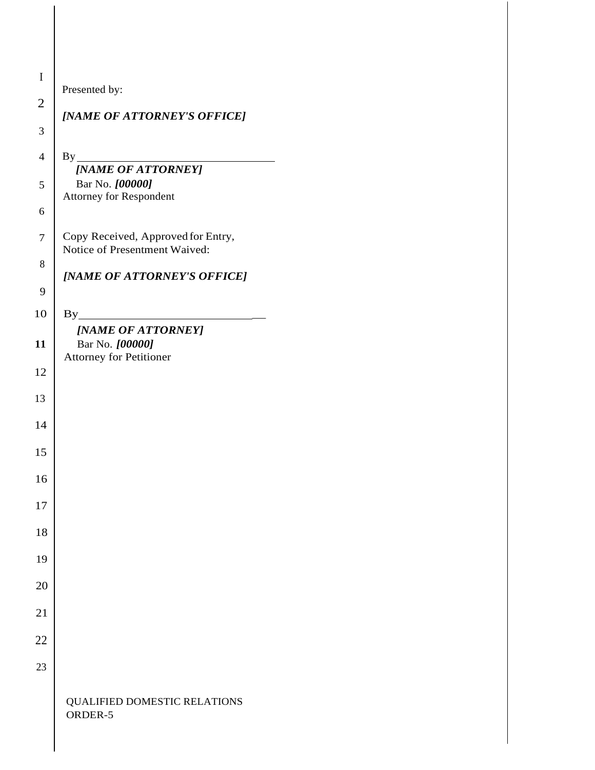Presented by:

***[NAME OF ATTORNEY'S OFFICE]***

By ________________________________
   ***[NAME OF ATTORNEY]***
   Bar No. ***[00000]***
Attorney for Respondent

Copy Received, Approved for Entry,
Notice of Presentment Waived:

***[NAME OF ATTORNEY'S OFFICE]***

By ________________________________
   ***[NAME OF ATTORNEY]***
   Bar No. ***[00000]***
Attorney for Petitioner

QUALIFIED DOMESTIC RELATIONS ORDER-5